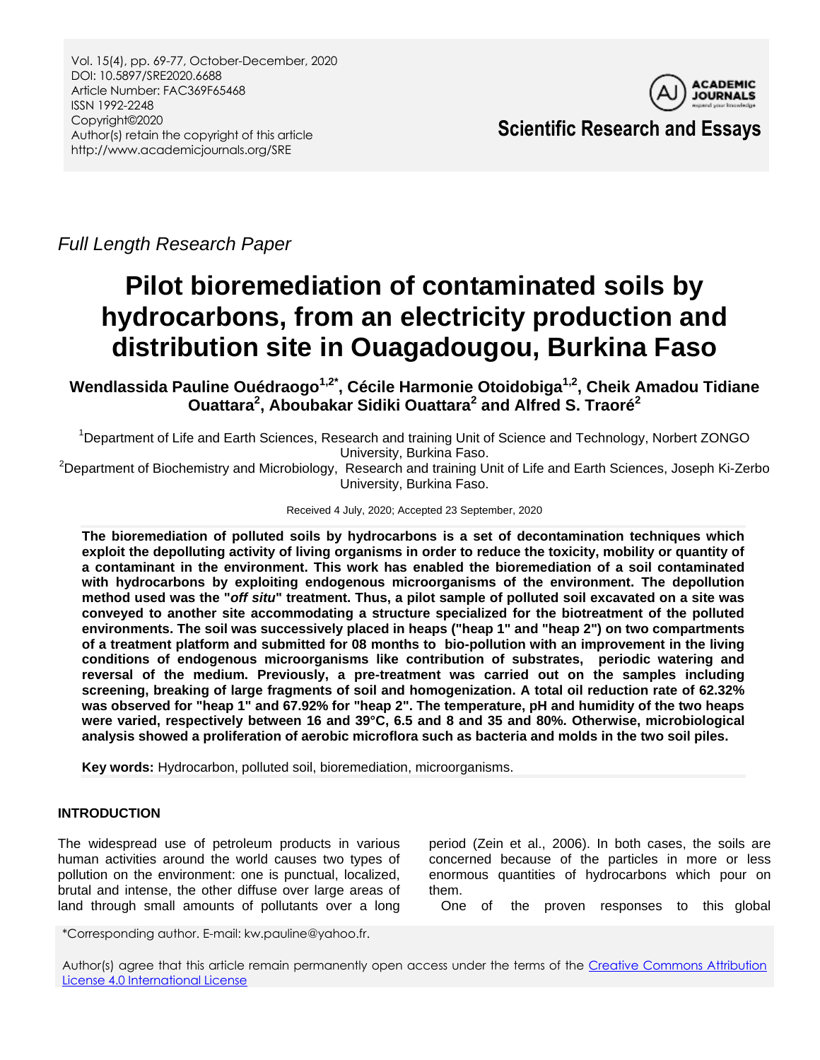Full Length Research Paper

# Pilot bioremediation of contaminated soils by hydrocarbons, from an electricity production and distribution site in Ouagadougou, Burkina Faso

**Wendlassida Pauline Ouédraogo[1,2*], Cécile Harmonie Otoidobiga[1,2], Cheik Amadou Tidiane Ouattara[2], Aboubakar Sidiki Ouattara[2] and Alfred S. Traoré[2]**

[1]Department of Life and Earth Sciences, Research and training Unit of Science and Technology, Norbert ZONGO University, Burkina Faso.

[2]Department of Biochemistry and Microbiology, Research and training Unit of Life and Earth Sciences, Joseph Ki-Zerbo University, Burkina Faso.

Received 4 July, 2020; Accepted 23 September, 2020

**The bioremediation of polluted soils by hydrocarbons is a set of decontamination techniques which exploit the depolluting activity of living organisms in order to reduce the toxicity, mobility or quantity of a contaminant in the environment. This work has enabled the bioremediation of a soil contaminated with hydrocarbons by exploiting endogenous microorganisms of the environment. The depollution method used was the "*off situ*" treatment. Thus, a pilot sample of polluted soil excavated on a site was conveyed to another site accommodating a structure specialized for the biotreatment of the polluted environments. The soil was successively placed in heaps ("heap 1" and "heap 2") on two compartments of a treatment platform and submitted for 08 months to bio-pollution with an improvement in the living conditions of endogenous microorganisms like contribution of substrates, periodic watering and reversal of the medium. Previously, a pre-treatment was carried out on the samples including screening, breaking of large fragments of soil and homogenization. A total oil reduction rate of 62.32% was observed for "heap 1" and 67.92% for "heap 2". The temperature, pH and humidity of the two heaps were varied, respectively between 16 and 39°C, 6.5 and 8 and 35 and 80%. Otherwise, microbiological analysis showed a proliferation of aerobic microflora such as bacteria and molds in the two soil piles.**

**Key words:** Hydrocarbon, polluted soil, bioremediation, microorganisms.

## INTRODUCTION

The widespread use of petroleum products in various human activities around the world causes two types of pollution on the environment: one is punctual, localized, brutal and intense, the other diffuse over large areas of land through small amounts of pollutants over a long period (Zein et al., 2006). In both cases, the soils are concerned because of the particles in more or less enormous quantities of hydrocarbons which pour on them.

One of the proven responses to this global

*Corresponding author. E-mail: kw.pauline@yahoo.fr.

Author(s) agree that this article remain permanently open access under the terms of the Creative Commons Attribution License 4.0 International License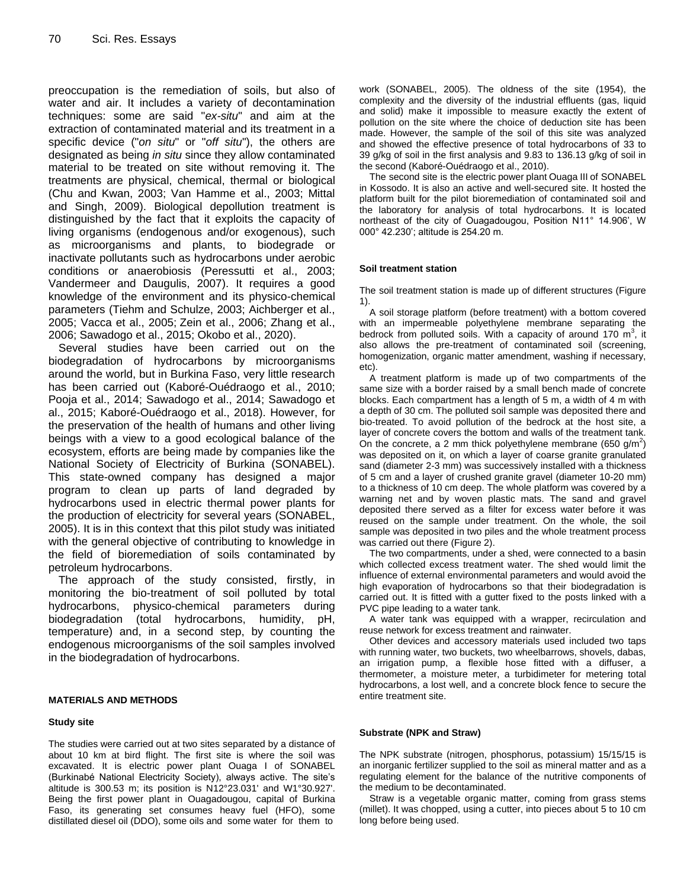preoccupation is the remediation of soils, but also of water and air. It includes a variety of decontamination techniques: some are said "*ex-situ*" and aim at the extraction of contaminated material and its treatment in a specific device ("*on situ*" or "*off situ*"), the others are designated as being *in situ* since they allow contaminated material to be treated on site without removing it. The treatments are physical, chemical, thermal or biological (Chu and Kwan, 2003; Van Hamme et al., 2003; Mittal and Singh, 2009). Biological depollution treatment is distinguished by the fact that it exploits the capacity of living organisms (endogenous and/or exogenous), such as microorganisms and plants, to biodegrade or inactivate pollutants such as hydrocarbons under aerobic conditions or anaerobiosis (Peressutti et al., 2003; Vandermeer and Daugulis, 2007). It requires a good knowledge of the environment and its physico-chemical parameters (Tiehm and Schulze, 2003; Aichberger et al., 2005; Vacca et al., 2005; Zein et al., 2006; Zhang et al., 2006; Sawadogo et al., 2015; Okobo et al., 2020).

Several studies have been carried out on the biodegradation of hydrocarbons by microorganisms around the world, but in Burkina Faso, very little research has been carried out (Kaboré-Ouédraogo et al., 2010; Pooja et al., 2014; Sawadogo et al., 2014; Sawadogo et al., 2015; Kaboré-Ouédraogo et al., 2018). However, for the preservation of the health of humans and other living beings with a view to a good ecological balance of the ecosystem, efforts are being made by companies like the National Society of Electricity of Burkina (SONABEL). This state-owned company has designed a major program to clean up parts of land degraded by hydrocarbons used in electric thermal power plants for the production of electricity for several years (SONABEL, 2005). It is in this context that this pilot study was initiated with the general objective of contributing to knowledge in the field of bioremediation of soils contaminated by petroleum hydrocarbons.

The approach of the study consisted, firstly, in monitoring the bio-treatment of soil polluted by total hydrocarbons, physico-chemical parameters during biodegradation (total hydrocarbons, humidity, pH, temperature) and, in a second step, by counting the endogenous microorganisms of the soil samples involved in the biodegradation of hydrocarbons.

## MATERIALS AND METHODS

### Study site

The studies were carried out at two sites separated by a distance of about 10 km at bird flight. The first site is where the soil was excavated. It is electric power plant Ouaga I of SONABEL (Burkinabé National Electricity Society), always active. The site's altitude is 300.53 m; its position is N12°23.031' and W1°30.927'. Being the first power plant in Ouagadougou, capital of Burkina Faso, its generating set consumes heavy fuel (HFO), some distillated diesel oil (DDO), some oils and some water for them to work (SONABEL, 2005). The oldness of the site (1954), the complexity and the diversity of the industrial effluents (gas, liquid and solid) make it impossible to measure exactly the extent of pollution on the site where the choice of deduction site has been made. However, the sample of the soil of this site was analyzed and showed the effective presence of total hydrocarbons of 33 to 39 g/kg of soil in the first analysis and 9.83 to 136.13 g/kg of soil in the second (Kaboré-Ouédraogo et al., 2010).

The second site is the electric power plant Ouaga III of SONABEL in Kossodo. It is also an active and well-secured site. It hosted the platform built for the pilot bioremediation of contaminated soil and the laboratory for analysis of total hydrocarbons. It is located northeast of the city of Ouagadougou, Position N11° 14.906', W 000° 42.230'; altitude is 254.20 m.

### Soil treatment station

The soil treatment station is made up of different structures (Figure 1).

A soil storage platform (before treatment) with a bottom covered with an impermeable polyethylene membrane separating the bedrock from polluted soils. With a capacity of around 170 $m^3$, it also allows the pre-treatment of contaminated soil (screening, homogenization, organic matter amendment, washing if necessary, etc).

A treatment platform is made up of two compartments of the same size with a border raised by a small bench made of concrete blocks. Each compartment has a length of 5 m, a width of 4 m with a depth of 30 cm. The polluted soil sample was deposited there and bio-treated. To avoid pollution of the bedrock at the host site, a layer of concrete covers the bottom and walls of the treatment tank. On the concrete, a 2 mm thick polyethylene membrane (650 $g/m^2$) was deposited on it, on which a layer of coarse granite granulated sand (diameter 2-3 mm) was successively installed with a thickness of 5 cm and a layer of crushed granite gravel (diameter 10-20 mm) to a thickness of 10 cm deep. The whole platform was covered by a warning net and by woven plastic mats. The sand and gravel deposited there served as a filter for excess water before it was reused on the sample under treatment. On the whole, the soil sample was deposited in two piles and the whole treatment process was carried out there (Figure 2).

The two compartments, under a shed, were connected to a basin which collected excess treatment water. The shed would limit the influence of external environmental parameters and would avoid the high evaporation of hydrocarbons so that their biodegradation is carried out. It is fitted with a gutter fixed to the posts linked with a PVC pipe leading to a water tank.

A water tank was equipped with a wrapper, recirculation and reuse network for excess treatment and rainwater.

Other devices and accessory materials used included two taps with running water, two buckets, two wheelbarrows, shovels, dabas, an irrigation pump, a flexible hose fitted with a diffuser, a thermometer, a moisture meter, a turbidimeter for metering total hydrocarbons, a lost well, and a concrete block fence to secure the entire treatment site.

### Substrate (NPK and Straw)

The NPK substrate (nitrogen, phosphorus, potassium) 15/15/15 is an inorganic fertilizer supplied to the soil as mineral matter and as a regulating element for the balance of the nutritive components of the medium to be decontaminated.

Straw is a vegetable organic matter, coming from grass stems (millet). It was chopped, using a cutter, into pieces about 5 to 10 cm long before being used.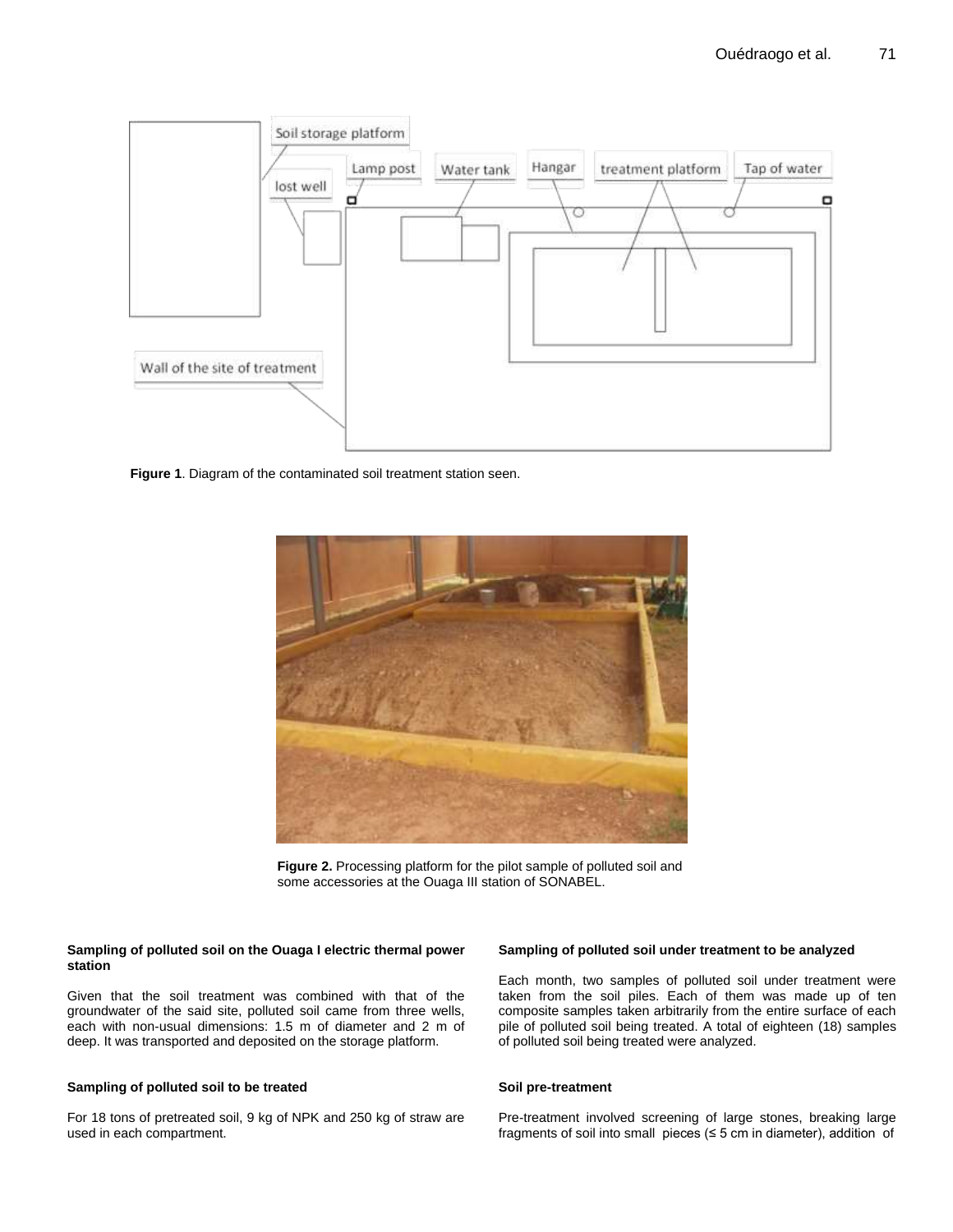Figure 1. Diagram of the contaminated soil treatment station seen.

Figure 2. Processing platform for the pilot sample of polluted soil and some accessories at the Ouaga III station of SONABEL.

#### Sampling of polluted soil on the Ouaga I electric thermal power station

Given that the soil treatment was combined with that of the groundwater of the said site, polluted soil came from three wells, each with non-usual dimensions: 1.5 m of diameter and 2 m of deep. It was transported and deposited on the storage platform.

#### Sampling of polluted soil to be treated

For 18 tons of pretreated soil, 9 kg of NPK and 250 kg of straw are used in each compartment.

#### Sampling of polluted soil under treatment to be analyzed

Each month, two samples of polluted soil under treatment were taken from the soil piles. Each of them was made up of ten composite samples taken arbitrarily from the entire surface of each pile of polluted soil being treated. A total of eighteen (18) samples of polluted soil being treated were analyzed.

#### Soil pre-treatment

Pre-treatment involved screening of large stones, breaking large fragments of soil into small pieces (≤ 5 cm in diameter), addition of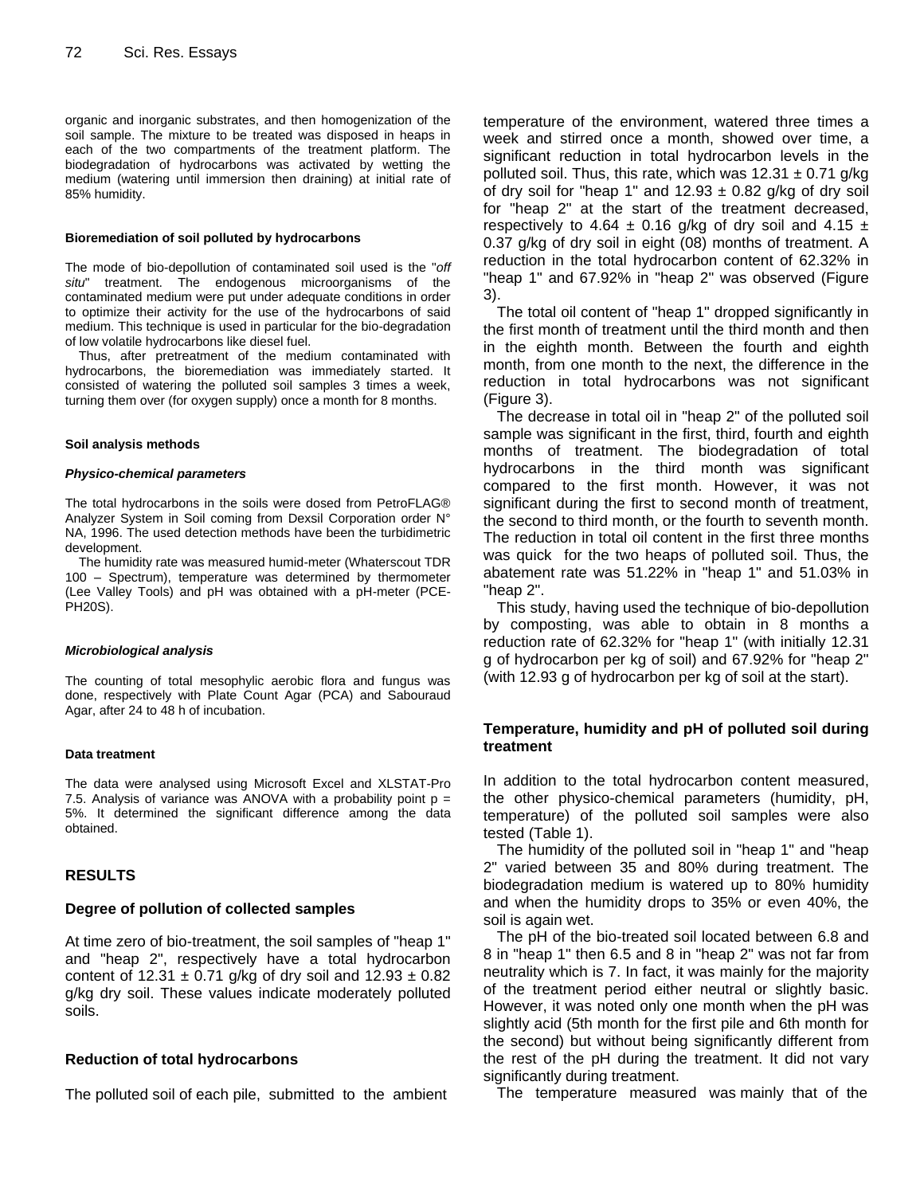organic and inorganic substrates, and then homogenization of the soil sample. The mixture to be treated was disposed in heaps in each of the two compartments of the treatment platform. The biodegradation of hydrocarbons was activated by wetting the medium (watering until immersion then draining) at initial rate of 85% humidity.

#### Bioremediation of soil polluted by hydrocarbons

The mode of bio-depollution of contaminated soil used is the "*off situ*" treatment. The endogenous microorganisms of the contaminated medium were put under adequate conditions in order to optimize their activity for the use of the hydrocarbons of said medium. This technique is used in particular for the bio-degradation of low volatile hydrocarbons like diesel fuel.

Thus, after pretreatment of the medium contaminated with hydrocarbons, the bioremediation was immediately started. It consisted of watering the polluted soil samples 3 times a week, turning them over (for oxygen supply) once a month for 8 months.

#### Soil analysis methods

##### *Physico-chemical parameters*

The total hydrocarbons in the soils were dosed from PetroFLAG® Analyzer System in Soil coming from Dexsil Corporation order N° NA, 1996. The used detection methods have been the turbidimetric development.

The humidity rate was measured humid-meter (Whaterscout TDR 100 – Spectrum), temperature was determined by thermometer (Lee Valley Tools) and pH was obtained with a pH-meter (PCE-PH20S).

##### *Microbiological analysis*

The counting of total mesophylic aerobic flora and fungus was done, respectively with Plate Count Agar (PCA) and Sabouraud Agar, after 24 to 48 h of incubation.

#### Data treatment

The data were analysed using Microsoft Excel and XLSTAT-Pro 7.5. Analysis of variance was ANOVA with a probability point $p = 5\%$. It determined the significant difference among the data obtained.

## RESULTS

### Degree of pollution of collected samples

At time zero of bio-treatment, the soil samples of "heap 1" and "heap 2", respectively have a total hydrocarbon content of $12.31 \pm 0.71$ g/kg of dry soil and $12.93 \pm 0.82$ g/kg dry soil. These values indicate moderately polluted soils.

### Reduction of total hydrocarbons

The polluted soil of each pile, submitted to the ambient temperature of the environment, watered three times a week and stirred once a month, showed over time, a significant reduction in total hydrocarbon levels in the polluted soil. Thus, this rate, which was $12.31 \pm 0.71$ g/kg of dry soil for "heap 1" and $12.93 \pm 0.82$ g/kg of dry soil for "heap 2" at the start of the treatment decreased, respectively to $4.64 \pm 0.16$ g/kg of dry soil and $4.15 \pm 0.37$ g/kg of dry soil in eight (08) months of treatment. A reduction in the total hydrocarbon content of 62.32% in "heap 1" and 67.92% in "heap 2" was observed (Figure 3).

The total oil content of "heap 1" dropped significantly in the first month of treatment until the third month and then in the eighth month. Between the fourth and eighth month, from one month to the next, the difference in the reduction in total hydrocarbons was not significant (Figure 3).

The decrease in total oil in "heap 2" of the polluted soil sample was significant in the first, third, fourth and eighth months of treatment. The biodegradation of total hydrocarbons in the third month was significant compared to the first month. However, it was not significant during the first to second month of treatment, the second to third month, or the fourth to seventh month. The reduction in total oil content in the first three months was quick for the two heaps of polluted soil. Thus, the abatement rate was 51.22% in "heap 1" and 51.03% in "heap 2".

This study, having used the technique of bio-depollution by composting, was able to obtain in 8 months a reduction rate of 62.32% for "heap 1" (with initially 12.31 g of hydrocarbon per kg of soil) and 67.92% for "heap 2" (with 12.93 g of hydrocarbon per kg of soil at the start).

### Temperature, humidity and pH of polluted soil during treatment

In addition to the total hydrocarbon content measured, the other physico-chemical parameters (humidity, pH, temperature) of the polluted soil samples were also tested (Table 1).

The humidity of the polluted soil in "heap 1" and "heap 2" varied between 35 and 80% during treatment. The biodegradation medium is watered up to 80% humidity and when the humidity drops to 35% or even 40%, the soil is again wet.

The pH of the bio-treated soil located between 6.8 and 8 in "heap 1" then 6.5 and 8 in "heap 2" was not far from neutrality which is 7. In fact, it was mainly for the majority of the treatment period either neutral or slightly basic. However, it was noted only one month when the pH was slightly acid (5th month for the first pile and 6th month for the second) but without being significantly different from the rest of the pH during the treatment. It did not vary significantly during treatment.

The temperature measured was mainly that of the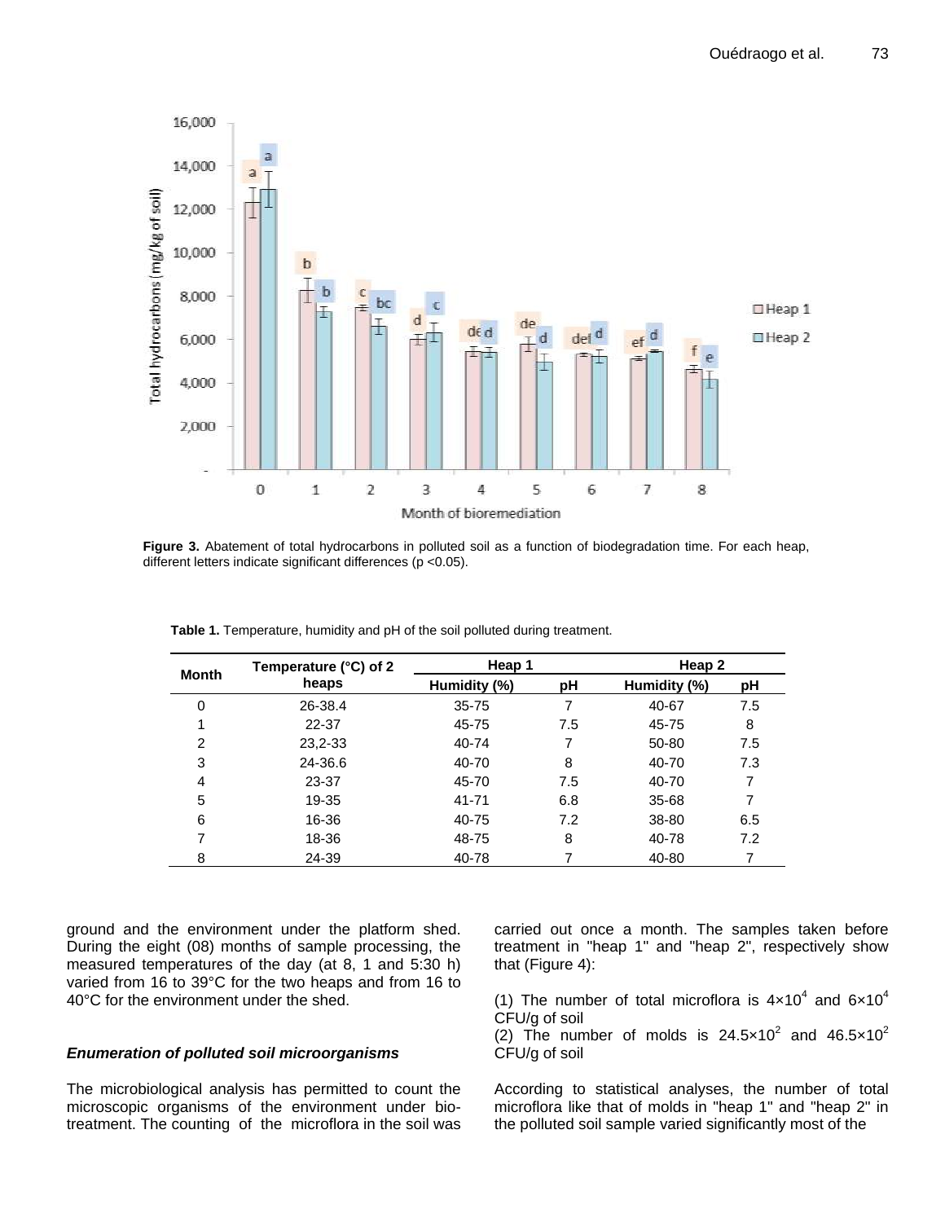Figure 3. Abatement of total hydrocarbons in polluted soil as a function of biodegradation time. For each heap, different letters indicate significant differences ($p < 0.05$).

**Table 1.** Temperature, humidity and pH of the soil polluted during treatment.

| Month | Temperature (°C) of 2 heaps | Heap 1 | | Heap 2 | |
|---|---|---|---|---|---|
| | | Humidity (%) | pH | Humidity (%) | pH |
| 0 | 26-38.4 | 35-75 | 7 | 40-67 | 7.5 |
| 1 | 22-37 | 45-75 | 7.5 | 45-75 | 8 |
| 2 | 23,2-33 | 40-74 | 7 | 50-80 | 7.5 |
| 3 | 24-36.6 | 40-70 | 8 | 40-70 | 7.3 |
| 4 | 23-37 | 45-70 | 7.5 | 40-70 | 7 |
| 5 | 19-35 | 41-71 | 6.8 | 35-68 | 7 |
| 6 | 16-36 | 40-75 | 7.2 | 38-80 | 6.5 |
| 7 | 18-36 | 48-75 | 8 | 40-78 | 7.2 |
| 8 | 24-39 | 40-78 | 7 | 40-80 | 7 |

ground and the environment under the platform shed. During the eight (08) months of sample processing, the measured temperatures of the day (at 8, 1 and 5:30 h) varied from 16 to 39°C for the two heaps and from 16 to 40°C for the environment under the shed.

### *Enumeration of polluted soil microorganisms*

The microbiological analysis has permitted to count the microscopic organisms of the environment under bio-treatment. The counting of the microflora in the soil was carried out once a month. The samples taken before treatment in "heap 1" and "heap 2", respectively show that (Figure 4):

(1) The number of total microflora is $4 \times 10^4$ and $6 \times 10^4$ CFU/g of soil
(2) The number of molds is $24.5 \times 10^2$ and $46.5 \times 10^2$ CFU/g of soil

According to statistical analyses, the number of total microflora like that of molds in "heap 1" and "heap 2" in the polluted soil sample varied significantly most of the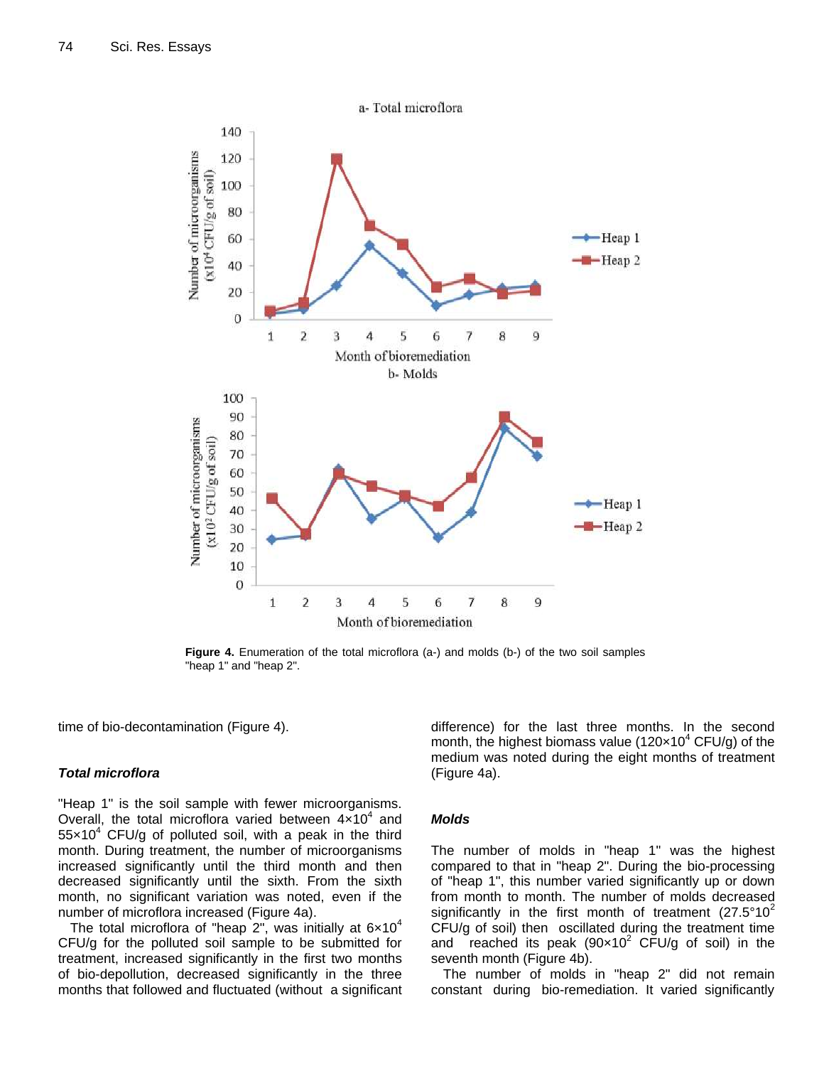**Figure 4.** Enumeration of the total microflora (a-) and molds (b-) of the two soil samples "heap 1" and "heap 2".

time of bio-decontamination (Figure 4).

### *Total microflora*

"Heap 1" is the soil sample with fewer microorganisms. Overall, the total microflora varied between $4×10^4$ and $55×10^4$ CFU/g of polluted soil, with a peak in the third month. During treatment, the number of microorganisms increased significantly until the third month and then decreased significantly until the sixth. From the sixth month, no significant variation was noted, even if the number of microflora increased (Figure 4a).

The total microflora of "heap 2", was initially at $6×10^4$ CFU/g for the polluted soil sample to be submitted for treatment, increased significantly in the first two months of bio-depollution, decreased significantly in the three months that followed and fluctuated (without a significant difference) for the last three months. In the second month, the highest biomass value ($120×10^4$ CFU/g) of the medium was noted during the eight months of treatment (Figure 4a).

### *Molds*

The number of molds in "heap 1" was the highest compared to that in "heap 2". During the bio-processing of "heap 1", this number varied significantly up or down from month to month. The number of molds decreased significantly in the first month of treatment ($27.5°10^2$ CFU/g of soil) then oscillated during the treatment time and reached its peak ($90×10^2$ CFU/g of soil) in the seventh month (Figure 4b).

The number of molds in "heap 2" did not remain constant during bio-remediation. It varied significantly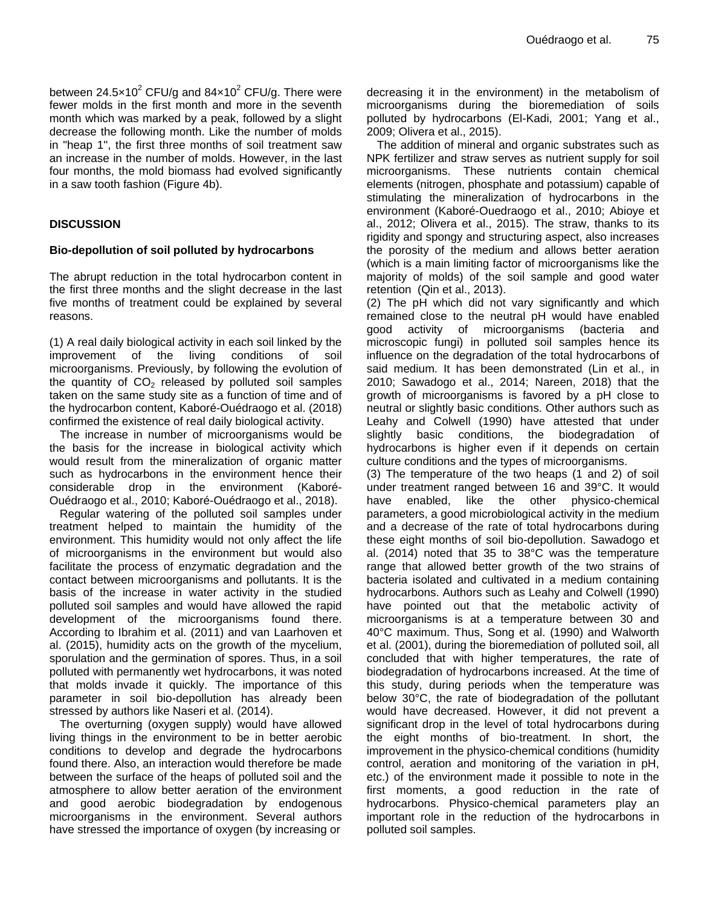between $24.5\times10^2$ CFU/g and $84\times10^2$ CFU/g. There were fewer molds in the first month and more in the seventh month which was marked by a peak, followed by a slight decrease the following month. Like the number of molds in "heap 1", the first three months of soil treatment saw an increase in the number of molds. However, in the last four months, the mold biomass had evolved significantly in a saw tooth fashion (Figure 4b).

## DISCUSSION

### Bio-depollution of soil polluted by hydrocarbons

The abrupt reduction in the total hydrocarbon content in the first three months and the slight decrease in the last five months of treatment could be explained by several reasons.

(1) A real daily biological activity in each soil linked by the improvement of the living conditions of soil microorganisms. Previously, by following the evolution of the quantity of $CO_2$ released by polluted soil samples taken on the same study site as a function of time and of the hydrocarbon content, Kaboré-Ouédraogo et al. (2018) confirmed the existence of real daily biological activity.

The increase in number of microorganisms would be the basis for the increase in biological activity which would result from the mineralization of organic matter such as hydrocarbons in the environment hence their considerable drop in the environment (Kaboré-Ouédraogo et al., 2010; Kaboré-Ouédraogo et al., 2018).

Regular watering of the polluted soil samples under treatment helped to maintain the humidity of the environment. This humidity would not only affect the life of microorganisms in the environment but would also facilitate the process of enzymatic degradation and the contact between microorganisms and pollutants. It is the basis of the increase in water activity in the studied polluted soil samples and would have allowed the rapid development of the microorganisms found there. According to Ibrahim et al. (2011) and van Laarhoven et al. (2015), humidity acts on the growth of the mycelium, sporulation and the germination of spores. Thus, in a soil polluted with permanently wet hydrocarbons, it was noted that molds invade it quickly. The importance of this parameter in soil bio-depollution has already been stressed by authors like Naseri et al. (2014).

The overturning (oxygen supply) would have allowed living things in the environment to be in better aerobic conditions to develop and degrade the hydrocarbons found there. Also, an interaction would therefore be made between the surface of the heaps of polluted soil and the atmosphere to allow better aeration of the environment and good aerobic biodegradation by endogenous microorganisms in the environment. Several authors have stressed the importance of oxygen (by increasing or decreasing it in the environment) in the metabolism of microorganisms during the bioremediation of soils polluted by hydrocarbons (El-Kadi, 2001; Yang et al., 2009; Olivera et al., 2015).

The addition of mineral and organic substrates such as NPK fertilizer and straw serves as nutrient supply for soil microorganisms. These nutrients contain chemical elements (nitrogen, phosphate and potassium) capable of stimulating the mineralization of hydrocarbons in the environment (Kaboré-Ouedraogo et al., 2010; Abioye et al., 2012; Olivera et al., 2015). The straw, thanks to its rigidity and spongy and structuring aspect, also increases the porosity of the medium and allows better aeration (which is a main limiting factor of microorganisms like the majority of molds) of the soil sample and good water retention (Qin et al., 2013).

(2) The pH which did not vary significantly and which remained close to the neutral pH would have enabled good activity of microorganisms (bacteria and microscopic fungi) in polluted soil samples hence its influence on the degradation of the total hydrocarbons of said medium. It has been demonstrated (Lin et al., in 2010; Sawadogo et al., 2014; Nareen, 2018) that the growth of microorganisms is favored by a pH close to neutral or slightly basic conditions. Other authors such as Leahy and Colwell (1990) have attested that under slightly basic conditions, the biodegradation of hydrocarbons is higher even if it depends on certain culture conditions and the types of microorganisms.

(3) The temperature of the two heaps (1 and 2) of soil under treatment ranged between 16 and 39°C. It would have enabled, like the other physico-chemical parameters, a good microbiological activity in the medium and a decrease of the rate of total hydrocarbons during these eight months of soil bio-depollution. Sawadogo et al. (2014) noted that 35 to 38°C was the temperature range that allowed better growth of the two strains of bacteria isolated and cultivated in a medium containing hydrocarbons. Authors such as Leahy and Colwell (1990) have pointed out that the metabolic activity of microorganisms is at a temperature between 30 and 40°C maximum. Thus, Song et al. (1990) and Walworth et al. (2001), during the bioremediation of polluted soil, all concluded that with higher temperatures, the rate of biodegradation of hydrocarbons increased. At the time of this study, during periods when the temperature was below 30°C, the rate of biodegradation of the pollutant would have decreased. However, it did not prevent a significant drop in the level of total hydrocarbons during the eight months of bio-treatment. In short, the improvement in the physico-chemical conditions (humidity control, aeration and monitoring of the variation in pH, etc.) of the environment made it possible to note in the first moments, a good reduction in the rate of hydrocarbons. Physico-chemical parameters play an important role in the reduction of the hydrocarbons in polluted soil samples.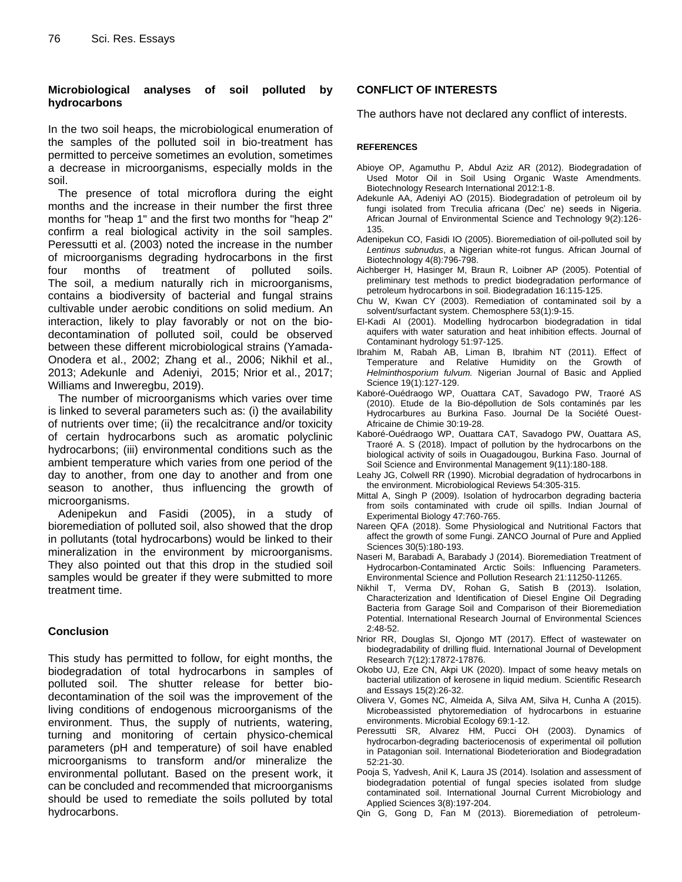### Microbiological analyses of soil polluted by hydrocarbons

In the two soil heaps, the microbiological enumeration of the samples of the polluted soil in bio-treatment has permitted to perceive sometimes an evolution, sometimes a decrease in microorganisms, especially molds in the soil.

The presence of total microflora during the eight months and the increase in their number the first three months for "heap 1" and the first two months for "heap 2" confirm a real biological activity in the soil samples. Peressutti et al. (2003) noted the increase in the number of microorganisms degrading hydrocarbons in the first four months of treatment of polluted soils. The soil, a medium naturally rich in microorganisms, contains a biodiversity of bacterial and fungal strains cultivable under aerobic conditions on solid medium. An interaction, likely to play favorably or not on the bio-decontamination of polluted soil, could be observed between these different microbiological strains (Yamada-Onodera et al., 2002; Zhang et al., 2006; Nikhil et al., 2013; Adekunle and Adeniyi, 2015; Nrior et al., 2017; Williams and Inweregbu, 2019).

The number of microorganisms which varies over time is linked to several parameters such as: (i) the availability of nutrients over time; (ii) the recalcitrance and/or toxicity of certain hydrocarbons such as aromatic polyclinic hydrocarbons; (iii) environmental conditions such as the ambient temperature which varies from one period of the day to another, from one day to another and from one season to another, thus influencing the growth of microorganisms.

Adenipekun and Fasidi (2005), in a study of bioremediation of polluted soil, also showed that the drop in pollutants (total hydrocarbons) would be linked to their mineralization in the environment by microorganisms. They also pointed out that this drop in the studied soil samples would be greater if they were submitted to more treatment time.

## Conclusion

This study has permitted to follow, for eight months, the biodegradation of total hydrocarbons in samples of polluted soil. The shutter release for better bio-decontamination of the soil was the improvement of the living conditions of endogenous microorganisms of the environment. Thus, the supply of nutrients, watering, turning and monitoring of certain physico-chemical parameters (pH and temperature) of soil have enabled microorganisms to transform and/or mineralize the environmental pollutant. Based on the present work, it can be concluded and recommended that microorganisms should be used to remediate the soils polluted by total hydrocarbons.

## CONFLICT OF INTERESTS

The authors have not declared any conflict of interests.

## REFERENCES

Abioye OP, Agamuthu P, Abdul Aziz AR (2012). Biodegradation of Used Motor Oil in Soil Using Organic Waste Amendments. Biotechnology Research International 2012:1-8.

Adekunle AA, Adeniyi AO (2015). Biodegradation of petroleum oil by fungi isolated from Treculia africana (Dec' ne) seeds in Nigeria. African Journal of Environmental Science and Technology 9(2):126-135.

Adenipekun CO, Fasidi IO (2005). Bioremediation of oil-polluted soil by *Lentinus subnudus*, a Nigerian white-rot fungus. African Journal of Biotechnology 4(8):796-798.

Aichberger H, Hasinger M, Braun R, Loibner AP (2005). Potential of preliminary test methods to predict biodegradation performance of petroleum hydrocarbons in soil. Biodegradation 16:115-125.

Chu W, Kwan CY (2003). Remediation of contaminated soil by a solvent/surfactant system. Chemosphere 53(1):9-15.

El-Kadi AI (2001). Modelling hydrocarbon biodegradation in tidal aquifers with water saturation and heat inhibition effects. Journal of Contaminant hydrology 51:97-125.

Ibrahim M, Rabah AB, Liman B, Ibrahim NT (2011). Effect of Temperature and Relative Humidity on the Growth of *Helminthosporium fulvum.* Nigerian Journal of Basic and Applied Science 19(1):127-129.

Kaboré-Ouédraogo WP, Ouattara CAT, Savadogo PW, Traoré AS (2010). Etude de la Bio-dépollution de Sols contaminés par les Hydrocarbures au Burkina Faso. Journal De la Société Ouest-Africaine de Chimie 30:19-28.

Kaboré-Ouédraogo WP, Ouattara CAT, Savadogo PW, Ouattara AS, Traoré A. S (2018). Impact of pollution by the hydrocarbons on the biological activity of soils in Ouagadougou, Burkina Faso. Journal of Soil Science and Environmental Management 9(11):180-188.

Leahy JG, Colwell RR (1990). Microbial degradation of hydrocarbons in the environment. Microbiological Reviews 54:305-315.

Mittal A, Singh P (2009). Isolation of hydrocarbon degrading bacteria from soils contaminated with crude oil spills. Indian Journal of Experimental Biology 47:760-765.

Nareen QFA (2018). Some Physiological and Nutritional Factors that affect the growth of some Fungi. ZANCO Journal of Pure and Applied Sciences 30(5):180-193.

Naseri M, Barabadi A, Barabady J (2014). Bioremediation Treatment of Hydrocarbon-Contaminated Arctic Soils: Influencing Parameters. Environmental Science and Pollution Research 21:11250-11265.

Nikhil T, Verma DV, Rohan G, Satish B (2013). Isolation, Characterization and Identification of Diesel Engine Oil Degrading Bacteria from Garage Soil and Comparison of their Bioremediation Potential. International Research Journal of Environmental Sciences 2:48-52.

Nrior RR, Douglas SI, Ojongo MT (2017). Effect of wastewater on biodegradability of drilling fluid. International Journal of Development Research 7(12):17872-17876.

Okobo UJ, Eze CN, Akpi UK (2020). Impact of some heavy metals on bacterial utilization of kerosene in liquid medium. Scientific Research and Essays 15(2):26-32.

Olivera V, Gomes NC, Almeida A, Silva AM, Silva H, Cunha A (2015). Microbeassisted phytoremediation of hydrocarbons in estuarine environments. Microbial Ecology 69:1-12.

Peressutti SR, Alvarez HM, Pucci OH (2003). Dynamics of hydrocarbon-degrading bacteriocenosis of experimental oil pollution in Patagonian soil. International Biodeterioration and Biodegradation 52:21-30.

Pooja S, Yadvesh, Anil K, Laura JS (2014). Isolation and assessment of biodegradation potential of fungal species isolated from sludge contaminated soil. International Journal Current Microbiology and Applied Sciences 3(8):197-204.

Qin G, Gong D, Fan M (2013). Bioremediation of petroleum-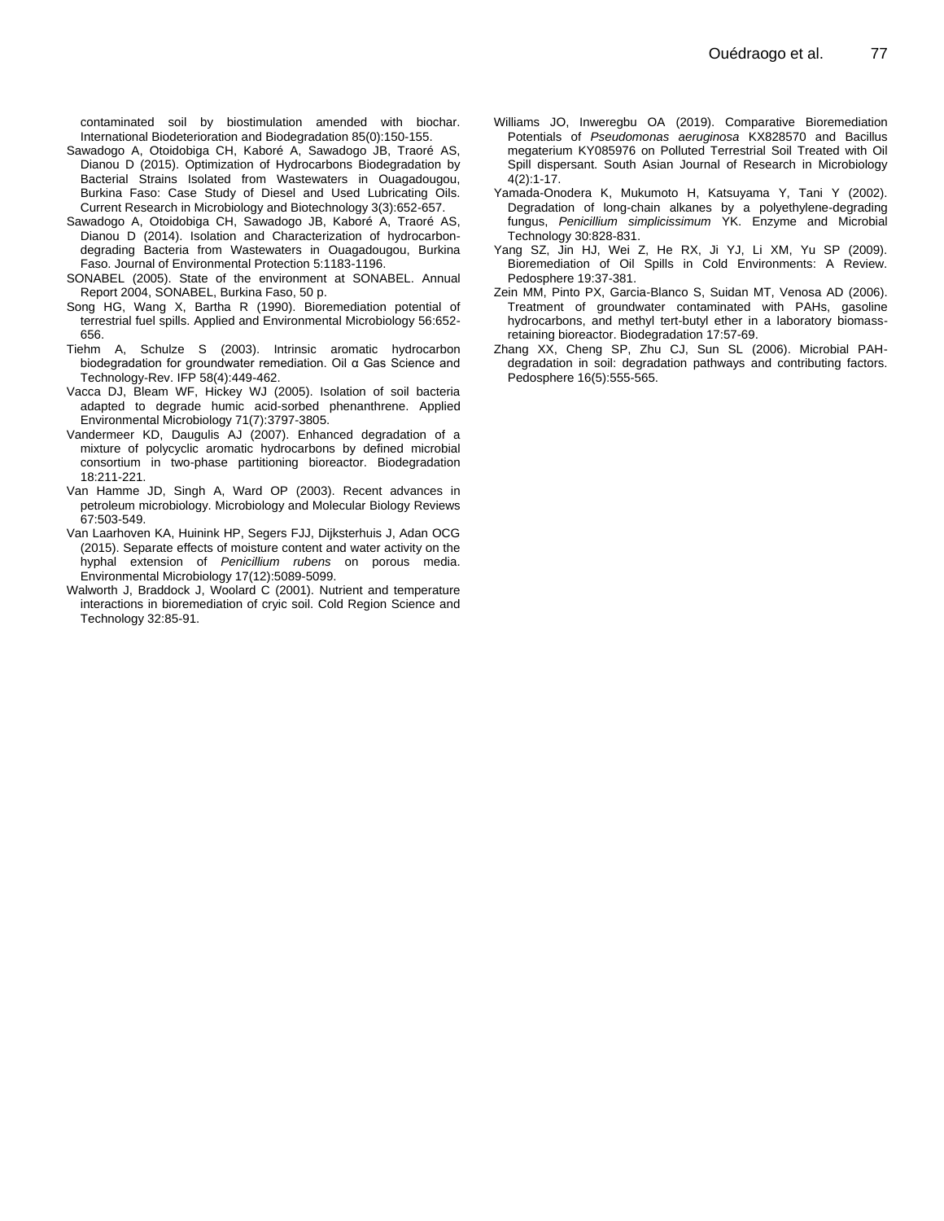contaminated soil by biostimulation amended with biochar. International Biodeterioration and Biodegradation 85(0):150-155.

Sawadogo A, Otoidobiga CH, Kaboré A, Sawadogo JB, Traoré AS, Dianou D (2015). Optimization of Hydrocarbons Biodegradation by Bacterial Strains Isolated from Wastewaters in Ouagadougou, Burkina Faso: Case Study of Diesel and Used Lubricating Oils. Current Research in Microbiology and Biotechnology 3(3):652-657.

Sawadogo A, Otoidobiga CH, Sawadogo JB, Kaboré A, Traoré AS, Dianou D (2014). Isolation and Characterization of hydrocarbon-degrading Bacteria from Wastewaters in Ouagadougou, Burkina Faso. Journal of Environmental Protection 5:1183-1196.

SONABEL (2005). State of the environment at SONABEL. Annual Report 2004, SONABEL, Burkina Faso, 50 p.

Song HG, Wang X, Bartha R (1990). Bioremediation potential of terrestrial fuel spills. Applied and Environmental Microbiology 56:652-656.

Tiehm A, Schulze S (2003). Intrinsic aromatic hydrocarbon biodegradation for groundwater remediation. Oil α Gas Science and Technology-Rev. IFP 58(4):449-462.

Vacca DJ, Bleam WF, Hickey WJ (2005). Isolation of soil bacteria adapted to degrade humic acid-sorbed phenanthrene. Applied Environmental Microbiology 71(7):3797-3805.

Vandermeer KD, Daugulis AJ (2007). Enhanced degradation of a mixture of polycyclic aromatic hydrocarbons by defined microbial consortium in two-phase partitioning bioreactor. Biodegradation 18:211-221.

Van Hamme JD, Singh A, Ward OP (2003). Recent advances in petroleum microbiology. Microbiology and Molecular Biology Reviews 67:503-549.

Van Laarhoven KA, Huinink HP, Segers FJJ, Dijksterhuis J, Adan OCG (2015). Separate effects of moisture content and water activity on the hyphal extension of *Penicillium rubens* on porous media. Environmental Microbiology 17(12):5089-5099.

Walworth J, Braddock J, Woolard C (2001). Nutrient and temperature interactions in bioremediation of cryic soil. Cold Region Science and Technology 32:85-91.

Williams JO, Inweregbu OA (2019). Comparative Bioremediation Potentials of *Pseudomonas aeruginosa* KX828570 and Bacillus megaterium KY085976 on Polluted Terrestrial Soil Treated with Oil Spill dispersant. South Asian Journal of Research in Microbiology 4(2):1-17.

Yamada-Onodera K, Mukumoto H, Katsuyama Y, Tani Y (2002). Degradation of long-chain alkanes by a polyethylene-degrading fungus, *Penicillium simplicissimum* YK. Enzyme and Microbial Technology 30:828-831.

Yang SZ, Jin HJ, Wei Z, He RX, Ji YJ, Li XM, Yu SP (2009). Bioremediation of Oil Spills in Cold Environments: A Review. Pedosphere 19:37-381.

Zein MM, Pinto PX, Garcia-Blanco S, Suidan MT, Venosa AD (2006). Treatment of groundwater contaminated with PAHs, gasoline hydrocarbons, and methyl tert-butyl ether in a laboratory biomass-retaining bioreactor. Biodegradation 17:57-69.

Zhang XX, Cheng SP, Zhu CJ, Sun SL (2006). Microbial PAH-degradation in soil: degradation pathways and contributing factors. Pedosphere 16(5):555-565.